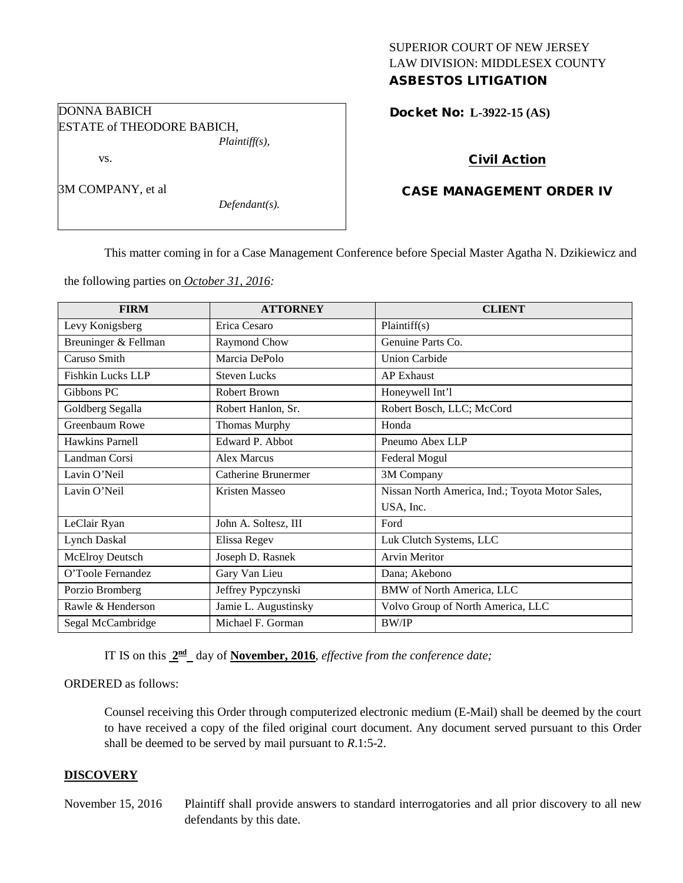SUPERIOR COURT OF NEW JERSEY
LAW DIVISION: MIDDLESEX COUNTY
**ASBESTOS LITIGATION**

DONNA BABICH
ESTATE of THEODORE BABICH,
*Plaintiff(s),*

vs.

3M COMPANY, et al
*Defendant(s).*

**Docket No: L-3922-15 (AS)**

**Civil Action**

**CASE MANAGEMENT ORDER IV**

This matter coming in for a Case Management Conference before Special Master Agatha N. Dzikiewicz and the following parties on *October 31, 2016:*

| FIRM | ATTORNEY | CLIENT |
|---|---|---|
| Levy Konigsberg | Erica Cesaro | Plaintiff(s) |
| Breuninger & Fellman | Raymond Chow | Genuine Parts Co. |
| Caruso Smith | Marcia DePolo | Union Carbide |
| Fishkin Lucks LLP | Steven Lucks | AP Exhaust |
| Gibbons PC | Robert Brown | Honeywell Int'l |
| Goldberg Segalla | Robert Hanlon, Sr. | Robert Bosch, LLC; McCord |
| Greenbaum Rowe | Thomas Murphy | Honda |
| Hawkins Parnell | Edward P. Abbot | Pneumo Abex LLP |
| Landman Corsi | Alex Marcus | Federal Mogul |
| Lavin O'Neil | Catherine Brunermer | 3M Company |
| Lavin O'Neil | Kristen Masseo | Nissan North America, Ind.; Toyota Motor Sales, USA, Inc. |
| LeClair Ryan | John A. Soltesz, III | Ford |
| Lynch Daskal | Elissa Regev | Luk Clutch Systems, LLC |
| McElroy Deutsch | Joseph D. Rasnek | Arvin Meritor |
| O'Toole Fernandez | Gary Van Lieu | Dana; Akebono |
| Porzio Bromberg | Jeffrey Pypczynski | BMW of North America, LLC |
| Rawle & Henderson | Jamie L. Augustinsky | Volvo Group of North America, LLC |
| Segal McCambridge | Michael F. Gorman | BW/IP |

IT IS on this **2nd** day of **November, 2016**, *effective from the conference date;*

ORDERED as follows:

Counsel receiving this Order through computerized electronic medium (E-Mail) shall be deemed by the court to have received a copy of the filed original court document. Any document served pursuant to this Order shall be deemed to be served by mail pursuant to *R*.1:5-2.

**DISCOVERY**

November 15, 2016 Plaintiff shall provide answers to standard interrogatories and all prior discovery to all new defendants by this date.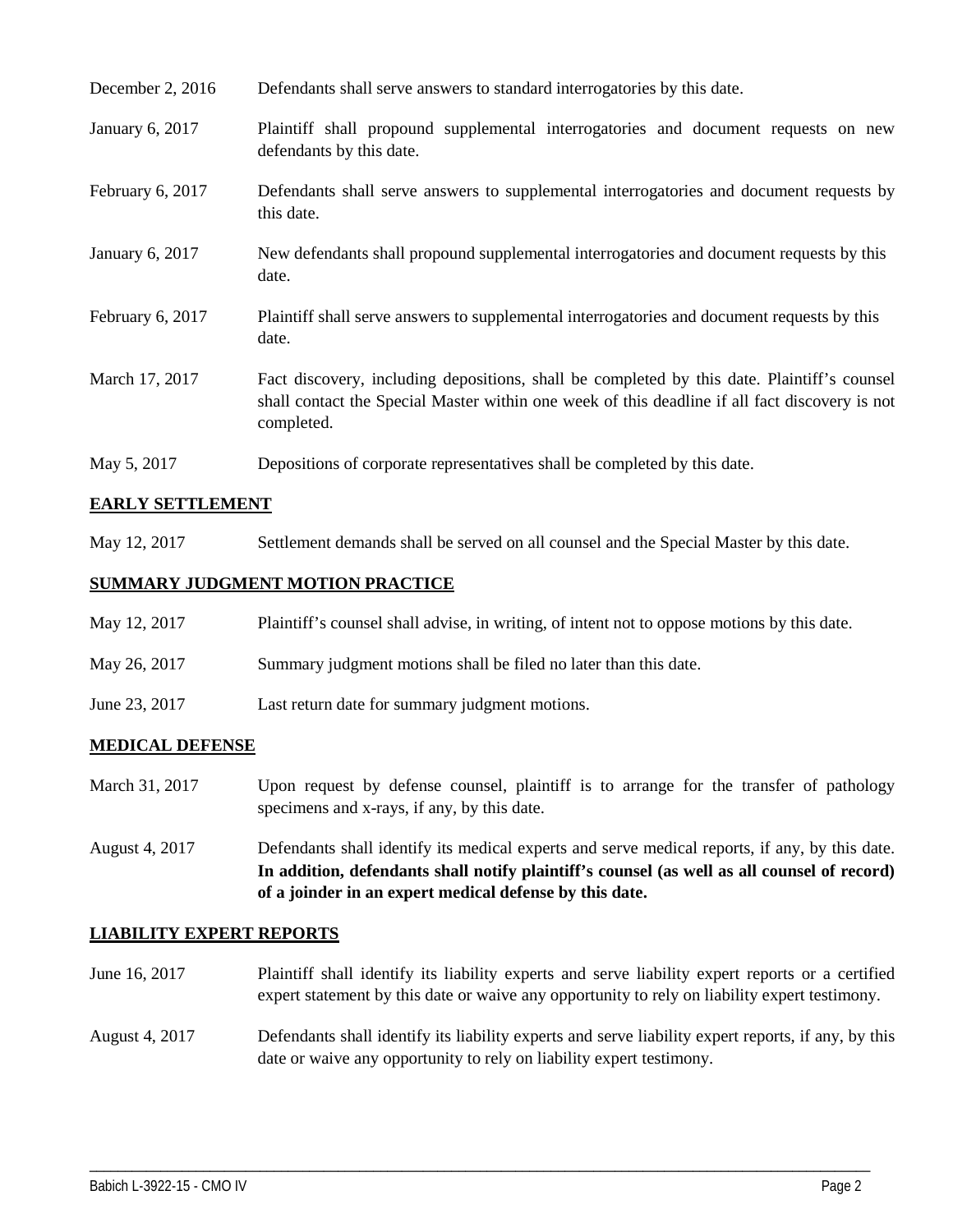| | |
|---|---|
| December 2, 2016 | Defendants shall serve answers to standard interrogatories by this date. |
| January 6, 2017 | Plaintiff shall propound supplemental interrogatories and document requests on new defendants by this date. |
| February 6, 2017 | Defendants shall serve answers to supplemental interrogatories and document requests by this date. |
| January 6, 2017 | New defendants shall propound supplemental interrogatories and document requests by this date. |
| February 6, 2017 | Plaintiff shall serve answers to supplemental interrogatories and document requests by this date. |
| March 17, 2017 | Fact discovery, including depositions, shall be completed by this date. Plaintiff's counsel shall contact the Special Master within one week of this deadline if all fact discovery is not completed. |
| May 5, 2017 | Depositions of corporate representatives shall be completed by this date. |

## EARLY SETTLEMENT

| | |
|---|---|
| May 12, 2017 | Settlement demands shall be served on all counsel and the Special Master by this date. |

## SUMMARY JUDGMENT MOTION PRACTICE

| | |
|---|---|
| May 12, 2017 | Plaintiff's counsel shall advise, in writing, of intent not to oppose motions by this date. |
| May 26, 2017 | Summary judgment motions shall be filed no later than this date. |
| June 23, 2017 | Last return date for summary judgment motions. |

## MEDICAL DEFENSE

| | |
|---|---|
| March 31, 2017 | Upon request by defense counsel, plaintiff is to arrange for the transfer of pathology specimens and x-rays, if any, by this date. |
| August 4, 2017 | Defendants shall identify its medical experts and serve medical reports, if any, by this date. **In addition, defendants shall notify plaintiff's counsel (as well as all counsel of record) of a joinder in an expert medical defense by this date.** |

## LIABILITY EXPERT REPORTS

| | |
|---|---|
| June 16, 2017 | Plaintiff shall identify its liability experts and serve liability expert reports or a certified expert statement by this date or waive any opportunity to rely on liability expert testimony. |
| August 4, 2017 | Defendants shall identify its liability experts and serve liability expert reports, if any, by this date or waive any opportunity to rely on liability expert testimony. |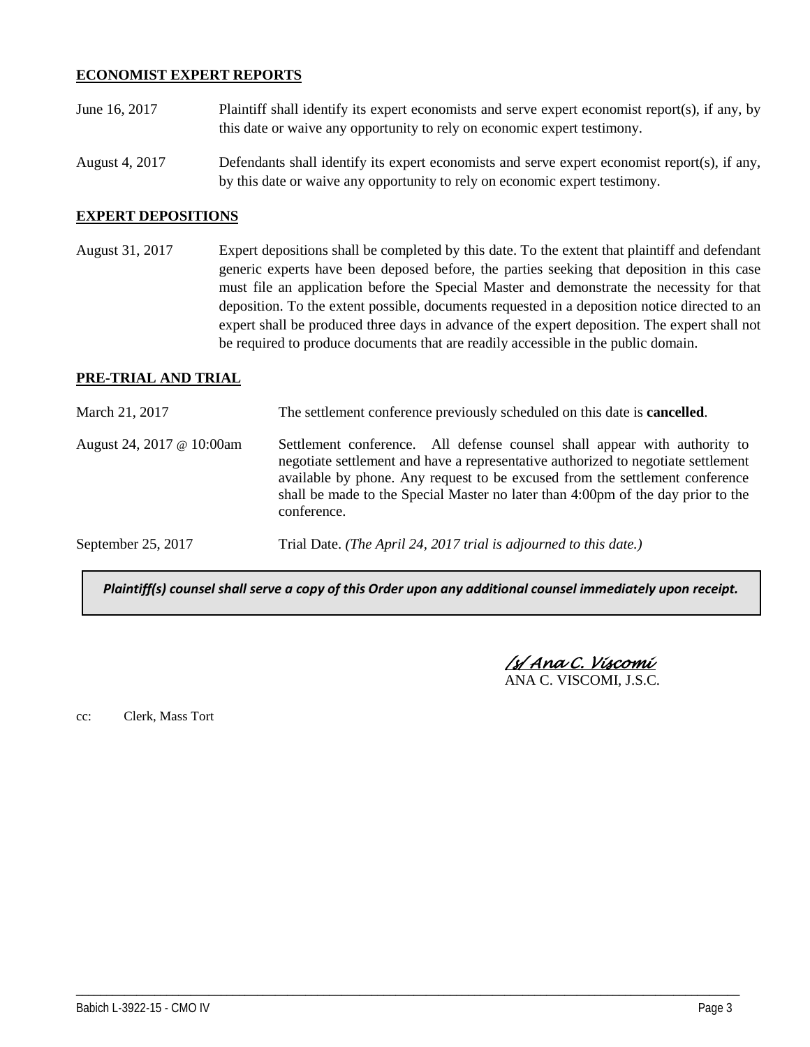## ECONOMIST EXPERT REPORTS

| | |
|---|---|
| June 16, 2017 | Plaintiff shall identify its expert economists and serve expert economist report(s), if any, by this date or waive any opportunity to rely on economic expert testimony. |
| August 4, 2017 | Defendants shall identify its expert economists and serve expert economist report(s), if any, by this date or waive any opportunity to rely on economic expert testimony. |

## EXPERT DEPOSITIONS

| | |
|---|---|
| August 31, 2017 | Expert depositions shall be completed by this date. To the extent that plaintiff and defendant generic experts have been deposed before, the parties seeking that deposition in this case must file an application before the Special Master and demonstrate the necessity for that deposition. To the extent possible, documents requested in a deposition notice directed to an expert shall be produced three days in advance of the expert deposition. The expert shall not be required to produce documents that are readily accessible in the public domain. |

## PRE-TRIAL AND TRIAL

| | |
|---|---|
| March 21, 2017 | The settlement conference previously scheduled on this date is **cancelled**. |
| August 24, 2017 @ 10:00am | Settlement conference. All defense counsel shall appear with authority to negotiate settlement and have a representative authorized to negotiate settlement available by phone. Any request to be excused from the settlement conference shall be made to the Special Master no later than 4:00pm of the day prior to the conference. |
| September 25, 2017 | Trial Date. *(The April 24, 2017 trial is adjourned to this date.)* |

***Plaintiff(s) counsel shall serve a copy of this Order upon any additional counsel immediately upon receipt.***

*/s/ Ana C. Viscomi*
ANA C. VISCOMI, J.S.C.

cc: Clerk, Mass Tort

Babich L-3922-15 - CMO IV